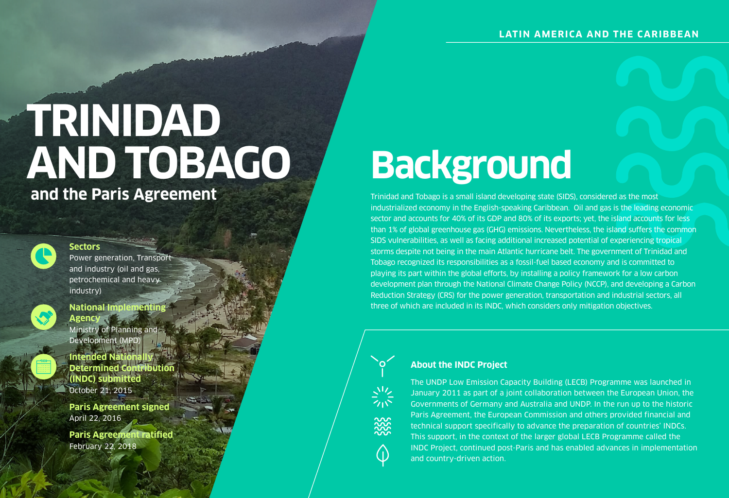LATIN AMERICA AND THE CARIBBEAN

# TRINIDAD AND TOBAGO

## and the Paris Agreement

**Sectors**
Power generation, Transport and industry (oil and gas, petrochemical and heavy industry)

**National Implementing Agency**
Ministry of Planning and Development (MPD)

**Intended Nationally Determined Contribution (INDC) submitted**
October 21, 2015

**Paris Agreement signed**
April 22, 2016

**Paris Agreement ratified**
February 22, 2018

# Background

Trinidad and Tobago is a small island developing state (SIDS), considered as the most industrialized economy in the English-speaking Caribbean. Oil and gas is the leading economic sector and accounts for 40% of its GDP and 80% of its exports; yet, the island accounts for less than 1% of global greenhouse gas (GHG) emissions. Nevertheless, the island suffers the common SIDS vulnerabilities, as well as facing additional increased potential of experiencing tropical storms despite not being in the main Atlantic hurricane belt. The government of Trinidad and Tobago recognized its responsibilities as a fossil-fuel based economy and is committed to playing its part within the global efforts, by installing a policy framework for a low carbon development plan through the National Climate Change Policy (NCCP), and developing a Carbon Reduction Strategy (CRS) for the power generation, transportation and industrial sectors, all three of which are included in its INDC, which considers only mitigation objectives.

### About the INDC Project

The UNDP Low Emission Capacity Building (LECB) Programme was launched in January 2011 as part of a joint collaboration between the European Union, the Governments of Germany and Australia and UNDP. In the run up to the historic Paris Agreement, the European Commission and others provided financial and technical support specifically to advance the preparation of countries' INDCs. This support, in the context of the larger global LECB Programme called the INDC Project, continued post-Paris and has enabled advances in implementation and country-driven action.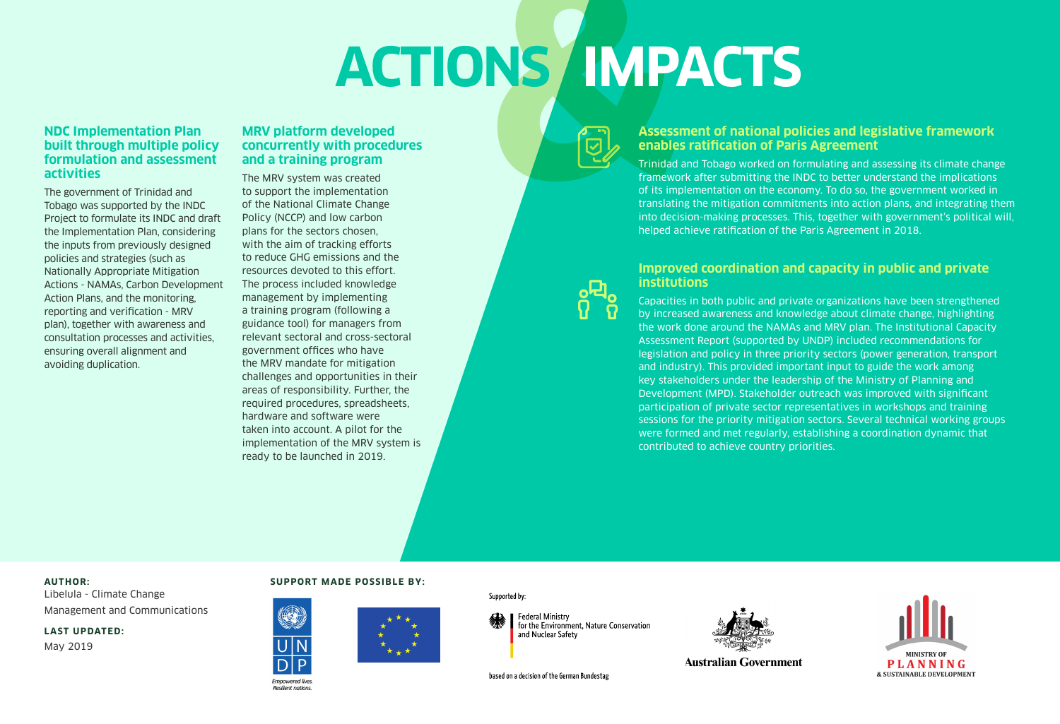# ACTIONS & IMPACTS

### NDC Implementation Plan built through multiple policy formulation and assessment activities

The government of Trinidad and Tobago was supported by the INDC Project to formulate its INDC and draft the Implementation Plan, considering the inputs from previously designed policies and strategies (such as Nationally Appropriate Mitigation Actions - NAMAs, Carbon Development Action Plans, and the monitoring, reporting and verification - MRV plan), together with awareness and consultation processes and activities, ensuring overall alignment and avoiding duplication.

### MRV platform developed concurrently with procedures and a training program

The MRV system was created to support the implementation of the National Climate Change Policy (NCCP) and low carbon plans for the sectors chosen, with the aim of tracking efforts to reduce GHG emissions and the resources devoted to this effort. The process included knowledge management by implementing a training program (following a guidance tool) for managers from relevant sectoral and cross-sectoral government offices who have the MRV mandate for mitigation challenges and opportunities in their areas of responsibility. Further, the required procedures, spreadsheets, hardware and software were taken into account. A pilot for the implementation of the MRV system is ready to be launched in 2019.

### Assessment of national policies and legislative framework enables ratification of Paris Agreement

Trinidad and Tobago worked on formulating and assessing its climate change framework after submitting the INDC to better understand the implications of its implementation on the economy. To do so, the government worked in translating the mitigation commitments into action plans, and integrating them into decision-making processes. This, together with government's political will, helped achieve ratification of the Paris Agreement in 2018.

### Improved coordination and capacity in public and private institutions

Capacities in both public and private organizations have been strengthened by increased awareness and knowledge about climate change, highlighting the work done around the NAMAs and MRV plan. The Institutional Capacity Assessment Report (supported by UNDP) included recommendations for legislation and policy in three priority sectors (power generation, transport and industry). This provided important input to guide the work among key stakeholders under the leadership of the Ministry of Planning and Development (MPD). Stakeholder outreach was improved with significant participation of private sector representatives in workshops and training sessions for the priority mitigation sectors. Several technical working groups were formed and met regularly, establishing a coordination dynamic that contributed to achieve country priorities.

**AUTHOR:**
Libelula - Climate Change Management and Communications

**LAST UPDATED:**
May 2019

**SUPPORT MADE POSSIBLE BY:**

UNDP – Empowered lives. Resilient nations.

Supported by: Federal Ministry for the Environment, Nature Conservation and Nuclear Safety – based on a decision of the German Bundestag

Australian Government

Ministry of Planning & Sustainable Development